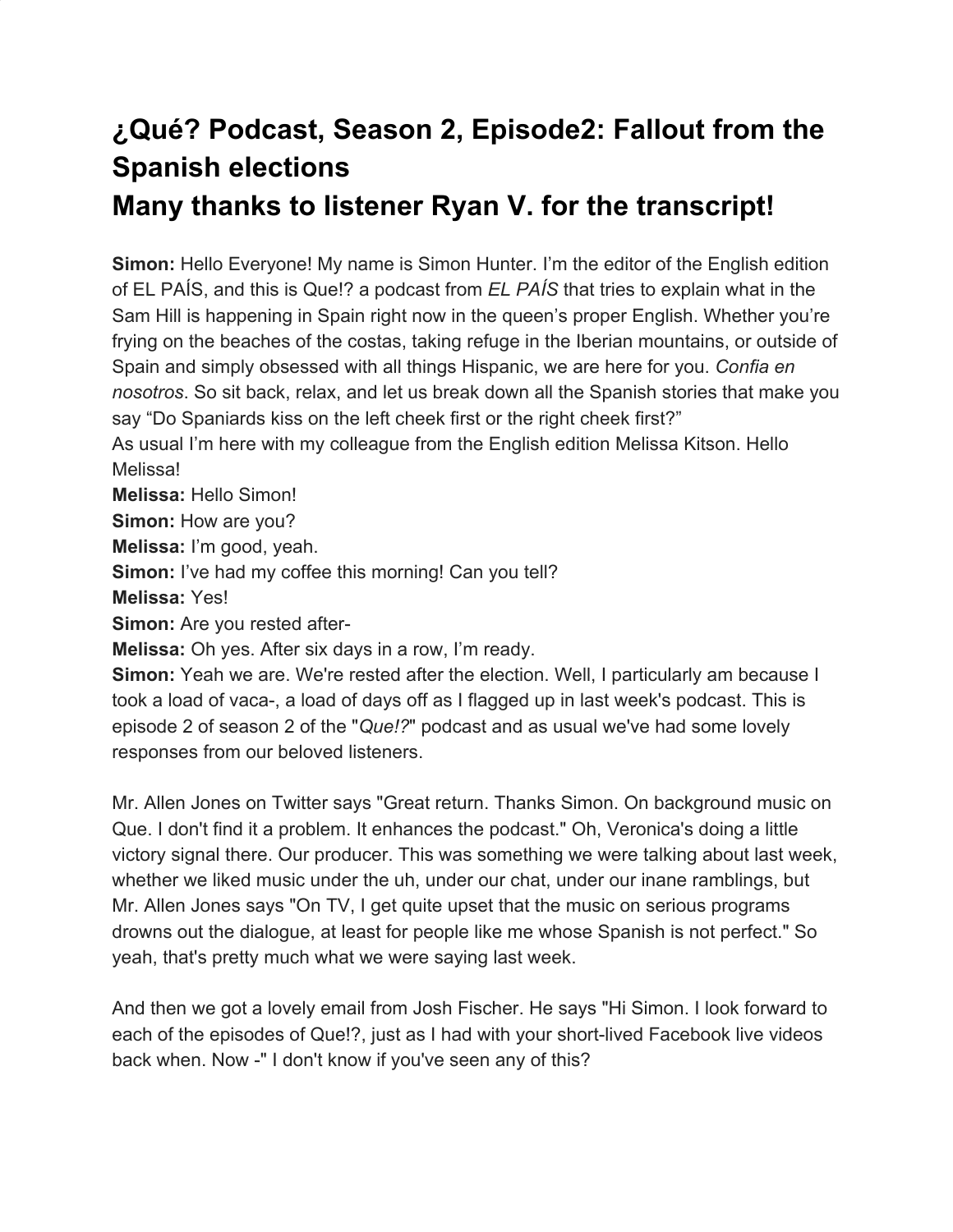# ¿Qué? Podcast, Season 2, Episode2: Fallout from the Spanish elections

# Many thanks to listener Ryan V. for the transcript!

**Simon:** Hello Everyone! My name is Simon Hunter. I'm the editor of the English edition of EL PAÍS, and this is Que!? a podcast from *EL PAÍS* that tries to explain what in the Sam Hill is happening in Spain right now in the queen's proper English. Whether you're frying on the beaches of the costas, taking refuge in the Iberian mountains, or outside of Spain and simply obsessed with all things Hispanic, we are here for you. *Confia en nosotros*. So sit back, relax, and let us break down all the Spanish stories that make you say "Do Spaniards kiss on the left cheek first or the right cheek first?"
As usual I'm here with my colleague from the English edition Melissa Kitson. Hello Melissa!
**Melissa:** Hello Simon!
**Simon:** How are you?
**Melissa:** I'm good, yeah.
**Simon:** I've had my coffee this morning! Can you tell?
**Melissa:** Yes!
**Simon:** Are you rested after-
**Melissa:** Oh yes. After six days in a row, I'm ready.
**Simon:** Yeah we are. We're rested after the election. Well, I particularly am because I took a load of vaca-, a load of days off as I flagged up in last week's podcast. This is episode 2 of season 2 of the "*Que!?*" podcast and as usual we've had some lovely responses from our beloved listeners.

Mr. Allen Jones on Twitter says "Great return. Thanks Simon. On background music on Que. I don't find it a problem. It enhances the podcast." Oh, Veronica's doing a little victory signal there. Our producer. This was something we were talking about last week, whether we liked music under the uh, under our chat, under our inane ramblings, but Mr. Allen Jones says "On TV, I get quite upset that the music on serious programs drowns out the dialogue, at least for people like me whose Spanish is not perfect." So yeah, that's pretty much what we were saying last week.

And then we got a lovely email from Josh Fischer. He says "Hi Simon. I look forward to each of the episodes of Que!?, just as I had with your short-lived Facebook live videos back when. Now -" I don't know if you've seen any of this?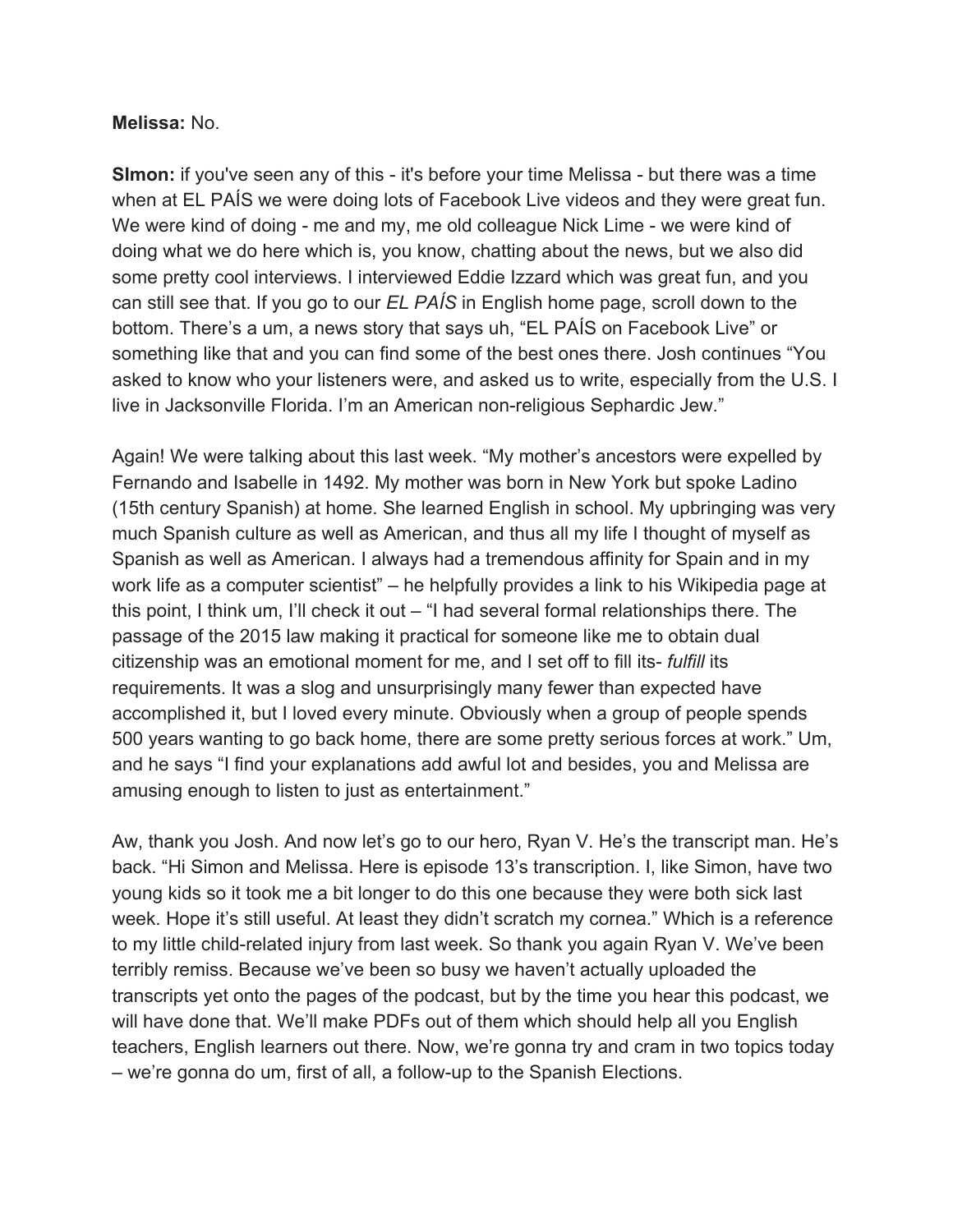**Melissa:** No.

**SImon:** if you've seen any of this - it's before your time Melissa - but there was a time when at EL PAÍS we were doing lots of Facebook Live videos and they were great fun. We were kind of doing - me and my, me old colleague Nick Lime - we were kind of doing what we do here which is, you know, chatting about the news, but we also did some pretty cool interviews. I interviewed Eddie Izzard which was great fun, and you can still see that. If you go to our *EL PAÍS* in English home page, scroll down to the bottom. There's a um, a news story that says uh, "EL PAÍS on Facebook Live" or something like that and you can find some of the best ones there. Josh continues "You asked to know who your listeners were, and asked us to write, especially from the U.S. I live in Jacksonville Florida. I'm an American non-religious Sephardic Jew."

Again! We were talking about this last week. "My mother's ancestors were expelled by Fernando and Isabelle in 1492. My mother was born in New York but spoke Ladino (15th century Spanish) at home. She learned English in school. My upbringing was very much Spanish culture as well as American, and thus all my life I thought of myself as Spanish as well as American. I always had a tremendous affinity for Spain and in my work life as a computer scientist" – he helpfully provides a link to his Wikipedia page at this point, I think um, I'll check it out – "I had several formal relationships there. The passage of the 2015 law making it practical for someone like me to obtain dual citizenship was an emotional moment for me, and I set off to fill its- *fulfill* its requirements. It was a slog and unsurprisingly many fewer than expected have accomplished it, but I loved every minute. Obviously when a group of people spends 500 years wanting to go back home, there are some pretty serious forces at work." Um, and he says "I find your explanations add awful lot and besides, you and Melissa are amusing enough to listen to just as entertainment."

Aw, thank you Josh. And now let's go to our hero, Ryan V. He's the transcript man. He's back. "Hi Simon and Melissa. Here is episode 13's transcription. I, like Simon, have two young kids so it took me a bit longer to do this one because they were both sick last week. Hope it's still useful. At least they didn't scratch my cornea." Which is a reference to my little child-related injury from last week. So thank you again Ryan V. We've been terribly remiss. Because we've been so busy we haven't actually uploaded the transcripts yet onto the pages of the podcast, but by the time you hear this podcast, we will have done that. We'll make PDFs out of them which should help all you English teachers, English learners out there. Now, we're gonna try and cram in two topics today – we're gonna do um, first of all, a follow-up to the Spanish Elections.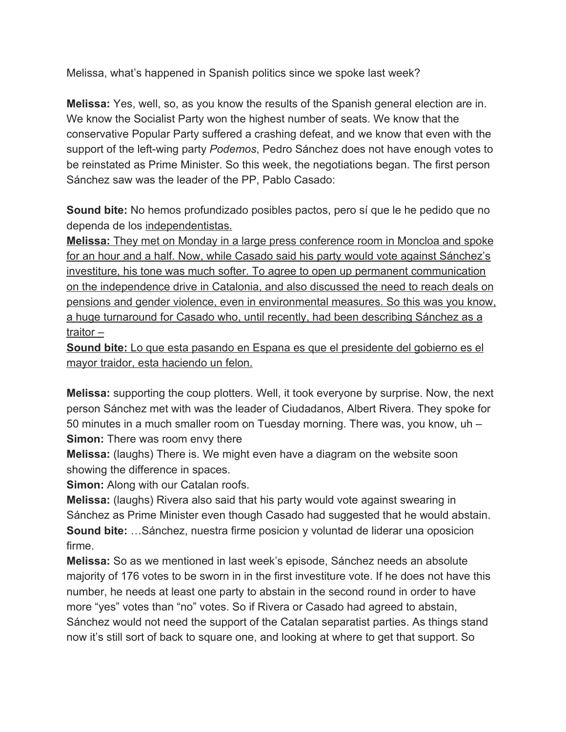Melissa, what's happened in Spanish politics since we spoke last week?

**Melissa:** Yes, well, so, as you know the results of the Spanish general election are in. We know the Socialist Party won the highest number of seats. We know that the conservative Popular Party suffered a crashing defeat, and we know that even with the support of the left-wing party *Podemos*, Pedro Sánchez does not have enough votes to be reinstated as Prime Minister. So this week, the negotiations began. The first person Sánchez saw was the leader of the PP, Pablo Casado:

**Sound bite:** No hemos profundizado posibles pactos, pero sí que le he pedido que no dependa de los independentistas.

**Melissa:** They met on Monday in a large press conference room in Moncloa and spoke for an hour and a half. Now, while Casado said his party would vote against Sánchez's investiture, his tone was much softer. To agree to open up permanent communication on the independence drive in Catalonia, and also discussed the need to reach deals on pensions and gender violence, even in environmental measures. So this was you know, a huge turnaround for Casado who, until recently, had been describing Sánchez as a traitor –

**Sound bite:** Lo que esta pasando en Espana es que el presidente del gobierno es el mayor traidor, esta haciendo un felon.

**Melissa:** supporting the coup plotters. Well, it took everyone by surprise. Now, the next person Sánchez met with was the leader of Ciudadanos, Albert Rivera. They spoke for 50 minutes in a much smaller room on Tuesday morning. There was, you know, uh –

**Simon:** There was room envy there

**Melissa:** (laughs) There is. We might even have a diagram on the website soon showing the difference in spaces.

**Simon:** Along with our Catalan roofs.

**Melissa:** (laughs) Rivera also said that his party would vote against swearing in Sánchez as Prime Minister even though Casado had suggested that he would abstain.

**Sound bite:** …Sánchez, nuestra firme posicion y voluntad de liderar una oposicion firme.

**Melissa:** So as we mentioned in last week's episode, Sánchez needs an absolute majority of 176 votes to be sworn in in the first investiture vote. If he does not have this number, he needs at least one party to abstain in the second round in order to have more "yes" votes than "no" votes. So if Rivera or Casado had agreed to abstain, Sánchez would not need the support of the Catalan separatist parties. As things stand now it's still sort of back to square one, and looking at where to get that support. So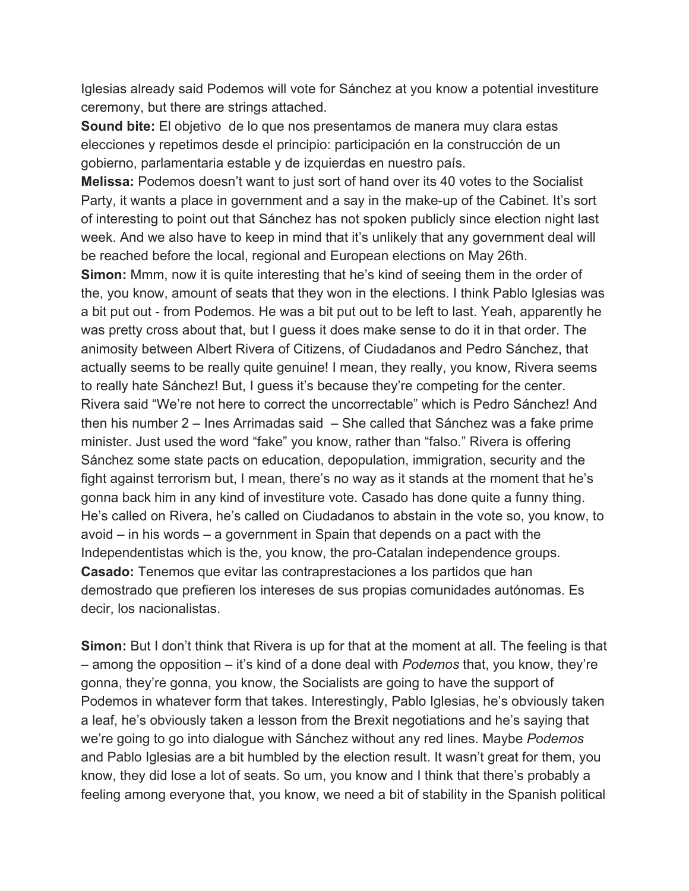Iglesias already said Podemos will vote for Sánchez at you know a potential investiture ceremony, but there are strings attached.

**Sound bite:** El objetivo de lo que nos presentamos de manera muy clara estas elecciones y repetimos desde el principio: participación en la construcción de un gobierno, parlamentaria estable y de izquierdas en nuestro país.

**Melissa:** Podemos doesn't want to just sort of hand over its 40 votes to the Socialist Party, it wants a place in government and a say in the make-up of the Cabinet. It's sort of interesting to point out that Sánchez has not spoken publicly since election night last week. And we also have to keep in mind that it's unlikely that any government deal will be reached before the local, regional and European elections on May 26th.

**Simon:** Mmm, now it is quite interesting that he's kind of seeing them in the order of the, you know, amount of seats that they won in the elections. I think Pablo Iglesias was a bit put out - from Podemos. He was a bit put out to be left to last. Yeah, apparently he was pretty cross about that, but I guess it does make sense to do it in that order. The animosity between Albert Rivera of Citizens, of Ciudadanos and Pedro Sánchez, that actually seems to be really quite genuine! I mean, they really, you know, Rivera seems to really hate Sánchez! But, I guess it's because they're competing for the center. Rivera said "We're not here to correct the uncorrectable" which is Pedro Sánchez! And then his number 2 – Ines Arrimadas said – She called that Sánchez was a fake prime minister. Just used the word "fake" you know, rather than "falso." Rivera is offering Sánchez some state pacts on education, depopulation, immigration, security and the fight against terrorism but, I mean, there's no way as it stands at the moment that he's gonna back him in any kind of investiture vote. Casado has done quite a funny thing. He's called on Rivera, he's called on Ciudadanos to abstain in the vote so, you know, to avoid – in his words – a government in Spain that depends on a pact with the Independentistas which is the, you know, the pro-Catalan independence groups.

**Casado:** Tenemos que evitar las contraprestaciones a los partidos que han demostrado que prefieren los intereses de sus propias comunidades autónomas. Es decir, los nacionalistas.

**Simon:** But I don't think that Rivera is up for that at the moment at all. The feeling is that – among the opposition – it's kind of a done deal with *Podemos* that, you know, they're gonna, they're gonna, you know, the Socialists are going to have the support of Podemos in whatever form that takes. Interestingly, Pablo Iglesias, he's obviously taken a leaf, he's obviously taken a lesson from the Brexit negotiations and he's saying that we're going to go into dialogue with Sánchez without any red lines. Maybe *Podemos* and Pablo Iglesias are a bit humbled by the election result. It wasn't great for them, you know, they did lose a lot of seats. So um, you know and I think that there's probably a feeling among everyone that, you know, we need a bit of stability in the Spanish political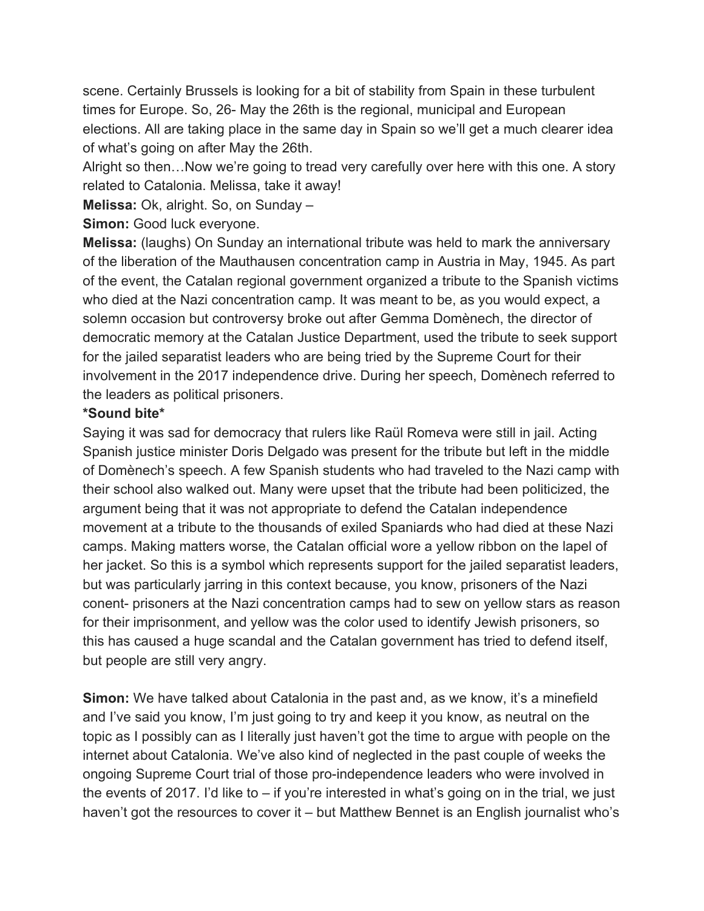scene. Certainly Brussels is looking for a bit of stability from Spain in these turbulent times for Europe. So, 26- May the 26th is the regional, municipal and European elections. All are taking place in the same day in Spain so we'll get a much clearer idea of what's going on after May the 26th.

Alright so then…Now we're going to tread very carefully over here with this one. A story related to Catalonia. Melissa, take it away!

**Melissa:** Ok, alright. So, on Sunday –

**Simon:** Good luck everyone.

**Melissa:** (laughs) On Sunday an international tribute was held to mark the anniversary of the liberation of the Mauthausen concentration camp in Austria in May, 1945. As part of the event, the Catalan regional government organized a tribute to the Spanish victims who died at the Nazi concentration camp. It was meant to be, as you would expect, a solemn occasion but controversy broke out after Gemma Domènech, the director of democratic memory at the Catalan Justice Department, used the tribute to seek support for the jailed separatist leaders who are being tried by the Supreme Court for their involvement in the 2017 independence drive. During her speech, Domènech referred to the leaders as political prisoners.

***Sound bite***

Saying it was sad for democracy that rulers like Raül Romeva were still in jail. Acting Spanish justice minister Doris Delgado was present for the tribute but left in the middle of Domènech's speech. A few Spanish students who had traveled to the Nazi camp with their school also walked out. Many were upset that the tribute had been politicized, the argument being that it was not appropriate to defend the Catalan independence movement at a tribute to the thousands of exiled Spaniards who had died at these Nazi camps. Making matters worse, the Catalan official wore a yellow ribbon on the lapel of her jacket. So this is a symbol which represents support for the jailed separatist leaders, but was particularly jarring in this context because, you know, prisoners of the Nazi conent- prisoners at the Nazi concentration camps had to sew on yellow stars as reason for their imprisonment, and yellow was the color used to identify Jewish prisoners, so this has caused a huge scandal and the Catalan government has tried to defend itself, but people are still very angry.

**Simon:** We have talked about Catalonia in the past and, as we know, it's a minefield and I've said you know, I'm just going to try and keep it you know, as neutral on the topic as I possibly can as I literally just haven't got the time to argue with people on the internet about Catalonia. We've also kind of neglected in the past couple of weeks the ongoing Supreme Court trial of those pro-independence leaders who were involved in the events of 2017. I'd like to – if you're interested in what's going on in the trial, we just haven't got the resources to cover it – but Matthew Bennet is an English journalist who's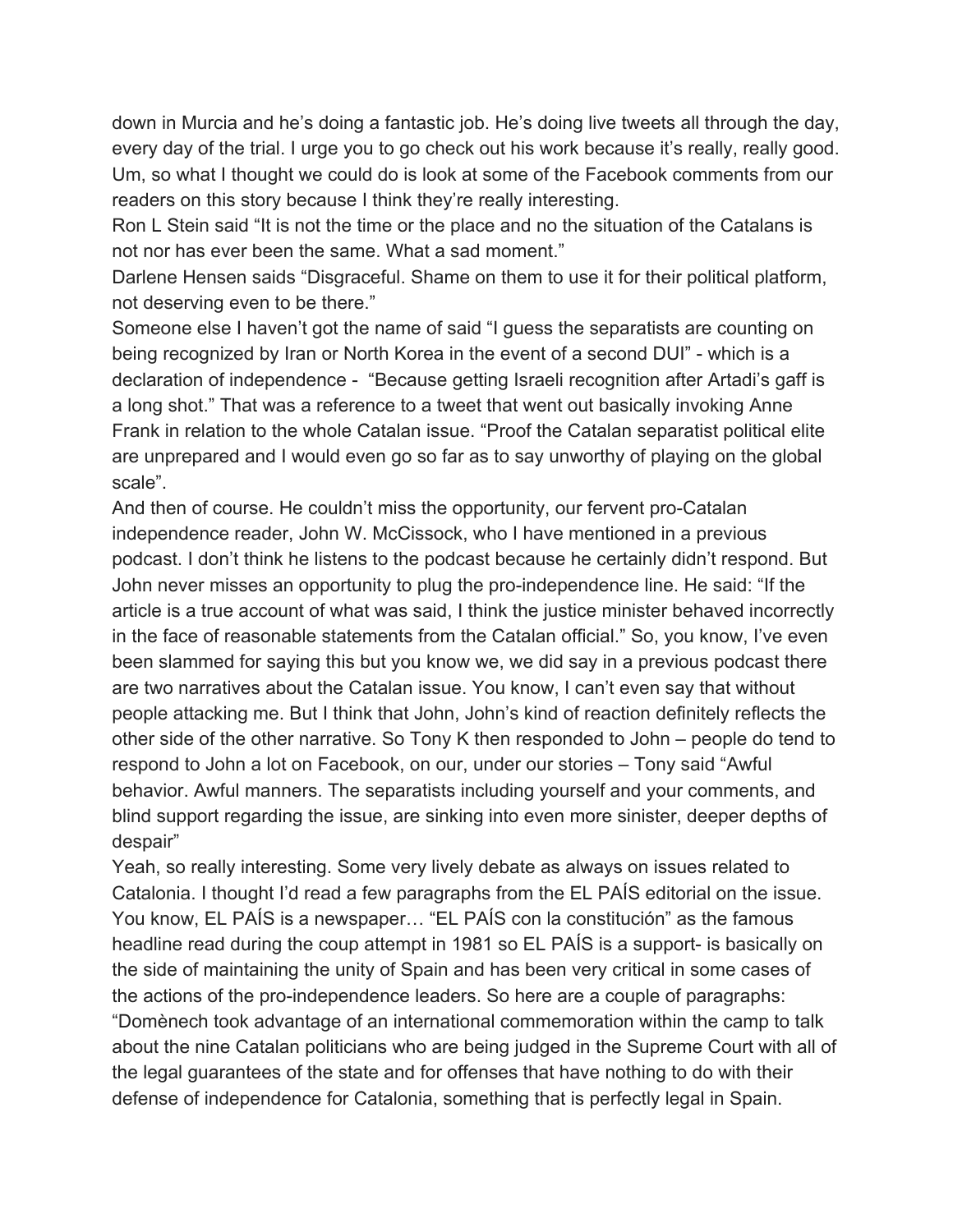down in Murcia and he's doing a fantastic job. He's doing live tweets all through the day, every day of the trial. I urge you to go check out his work because it's really, really good. Um, so what I thought we could do is look at some of the Facebook comments from our readers on this story because I think they're really interesting.

Ron L Stein said "It is not the time or the place and no the situation of the Catalans is not nor has ever been the same. What a sad moment."

Darlene Hensen saids "Disgraceful. Shame on them to use it for their political platform, not deserving even to be there."

Someone else I haven't got the name of said "I guess the separatists are counting on being recognized by Iran or North Korea in the event of a second DUI" - which is a declaration of independence - "Because getting Israeli recognition after Artadi's gaff is a long shot." That was a reference to a tweet that went out basically invoking Anne Frank in relation to the whole Catalan issue. "Proof the Catalan separatist political elite are unprepared and I would even go so far as to say unworthy of playing on the global scale".

And then of course. He couldn't miss the opportunity, our fervent pro-Catalan independence reader, John W. McCissock, who I have mentioned in a previous podcast. I don't think he listens to the podcast because he certainly didn't respond. But John never misses an opportunity to plug the pro-independence line. He said: "If the article is a true account of what was said, I think the justice minister behaved incorrectly in the face of reasonable statements from the Catalan official." So, you know, I've even been slammed for saying this but you know we, we did say in a previous podcast there are two narratives about the Catalan issue. You know, I can't even say that without people attacking me. But I think that John, John's kind of reaction definitely reflects the other side of the other narrative. So Tony K then responded to John – people do tend to respond to John a lot on Facebook, on our, under our stories – Tony said "Awful behavior. Awful manners. The separatists including yourself and your comments, and blind support regarding the issue, are sinking into even more sinister, deeper depths of despair"

Yeah, so really interesting. Some very lively debate as always on issues related to Catalonia. I thought I'd read a few paragraphs from the EL PAÍS editorial on the issue. You know, EL PAÍS is a newspaper… "EL PAÍS con la constitución" as the famous headline read during the coup attempt in 1981 so EL PAÍS is a support- is basically on the side of maintaining the unity of Spain and has been very critical in some cases of the actions of the pro-independence leaders. So here are a couple of paragraphs:

"Domènech took advantage of an international commemoration within the camp to talk about the nine Catalan politicians who are being judged in the Supreme Court with all of the legal guarantees of the state and for offenses that have nothing to do with their defense of independence for Catalonia, something that is perfectly legal in Spain.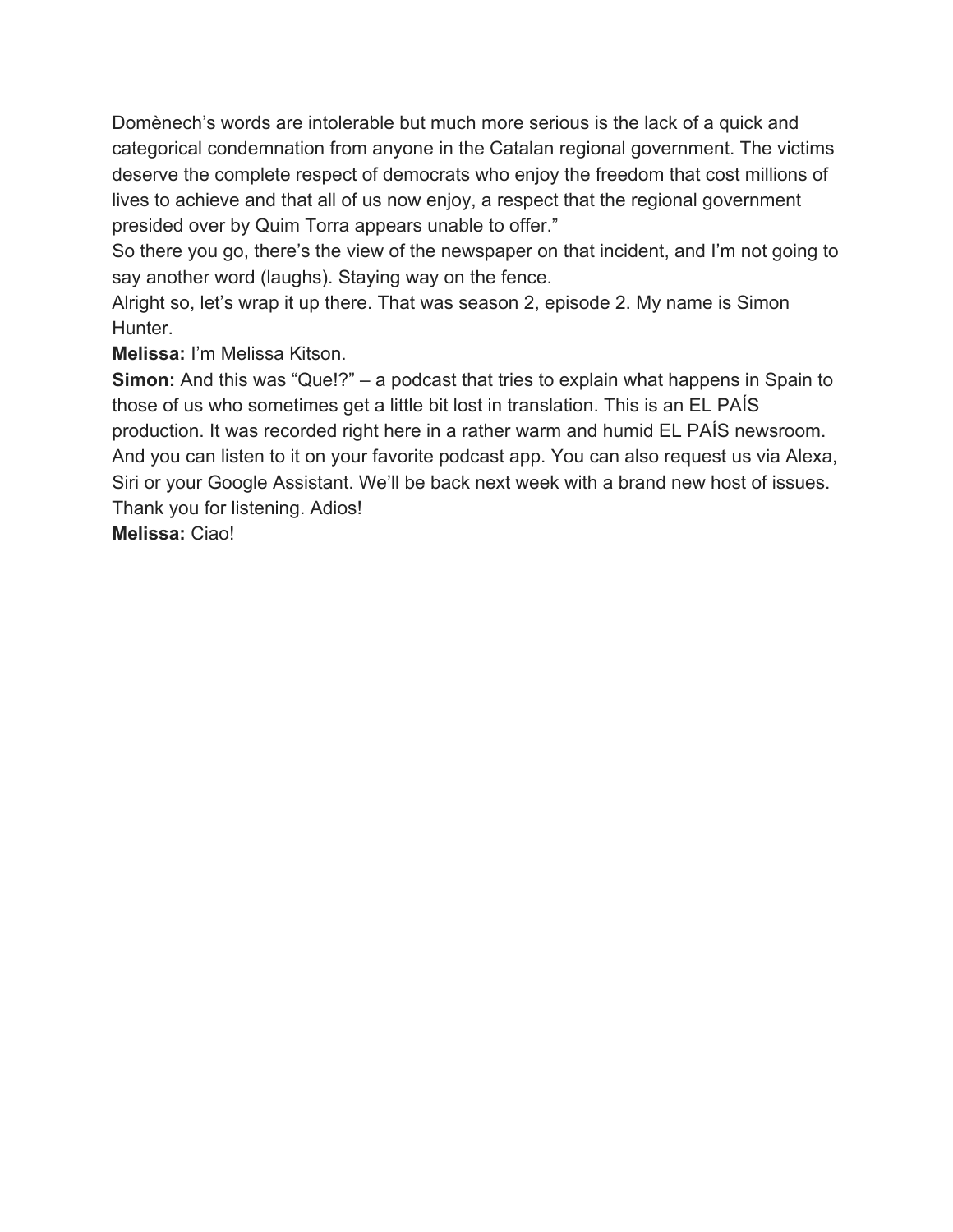Domènech's words are intolerable but much more serious is the lack of a quick and categorical condemnation from anyone in the Catalan regional government. The victims deserve the complete respect of democrats who enjoy the freedom that cost millions of lives to achieve and that all of us now enjoy, a respect that the regional government presided over by Quim Torra appears unable to offer."

So there you go, there's the view of the newspaper on that incident, and I'm not going to say another word (laughs). Staying way on the fence.

Alright so, let's wrap it up there. That was season 2, episode 2. My name is Simon Hunter.

**Melissa:** I'm Melissa Kitson.

**Simon:** And this was "Que!?" – a podcast that tries to explain what happens in Spain to those of us who sometimes get a little bit lost in translation. This is an EL PAÍS production. It was recorded right here in a rather warm and humid EL PAÍS newsroom. And you can listen to it on your favorite podcast app. You can also request us via Alexa, Siri or your Google Assistant. We'll be back next week with a brand new host of issues. Thank you for listening. Adios!

**Melissa:** Ciao!